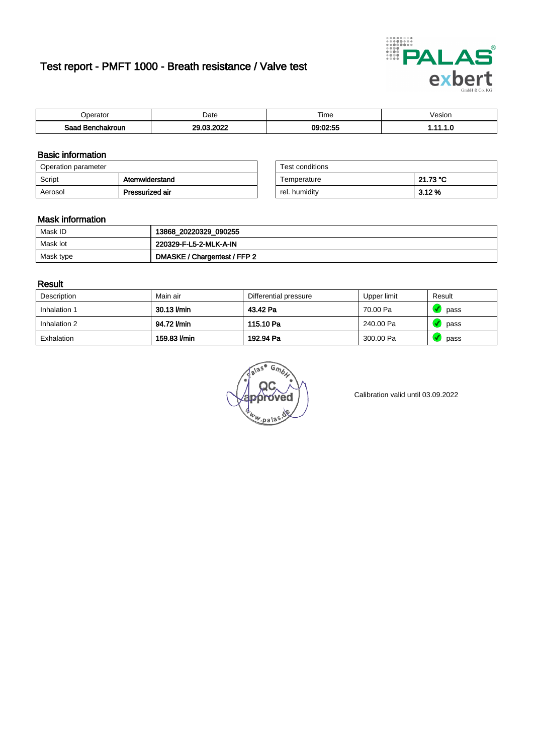# Test report - PMFT 1000 - Breath resistance / Valve test

| Operator | Date | Time | Vesion |
|---|---|---|---|
| **Saad Benchakroun** | **29.03.2022** | **09:02:55** | **1.11.1.0** |

## Basic information

| Operation parameter | |
|---|---|
| Script | **Atemwiderstand** |
| Aerosol | **Pressurized air** |

| Test conditions | |
|---|---|
| Temperature | **21.73 °C** |
| rel. humidity | **3.12 %** |

## Mask information

| | |
|---|---|
| Mask ID | **13868_20220329_090255** |
| Mask lot | **220329-F-L5-2-MLK-A-IN** |
| Mask type | **DMASKE / Chargentest / FFP 2** |

## Result

| Description | Main air | Differential pressure | Upper limit | Result |
|---|---|---|---|---|
| Inhalation 1 | **30.13 l/min** | **43.42 Pa** | 70.00 Pa | pass |
| Inhalation 2 | **94.72 l/min** | **115.10 Pa** | 240.00 Pa | pass |
| Exhalation | **159.83 l/min** | **192.94 Pa** | 300.00 Pa | pass |

Calibration valid until 03.09.2022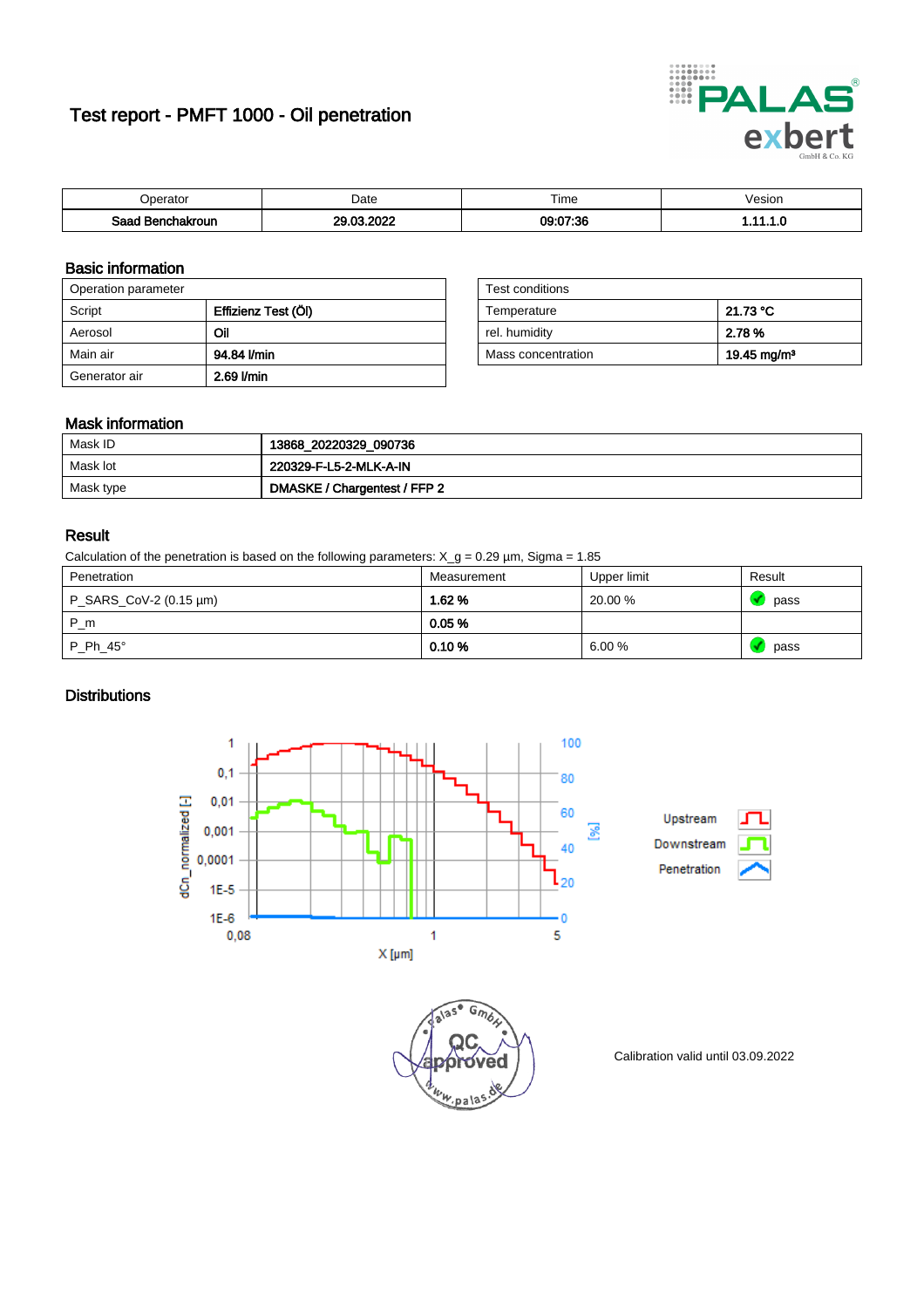# Test report - PMFT 1000 - Oil penetration

| Operator | Date | Time | Vesion |
|---|---|---|---|
| **Saad Benchakroun** | **29.03.2022** | **09:07:36** | **1.11.1.0** |

## Basic information

| Operation parameter | |
|---|---|
| Script | **Effizienz Test (Öl)** |
| Aerosol | **Oil** |
| Main air | **94.84 l/min** |
| Generator air | **2.69 l/min** |

| Test conditions | |
|---|---|
| Temperature | **21.73 °C** |
| rel. humidity | **2.78 %** |
| Mass concentration | **19.45 mg/m³** |

## Mask information

| | |
|---|---|
| Mask ID | **13868_20220329_090736** |
| Mask lot | **220329-F-L5-2-MLK-A-IN** |
| Mask type | **DMASKE / Chargentest / FFP 2** |

## Result

Calculation of the penetration is based on the following parameters: X_g = 0.29 µm, Sigma = 1.85

| Penetration | Measurement | Upper limit | Result |
|---|---|---|---|
| P_SARS_CoV-2 (0.15 µm) | **1.62 %** | 20.00 % | pass |
| P_m | **0.05 %** | | |
| P_Ph_45° | **0.10 %** | 6.00 % | pass |

## Distributions

dCn_normalized [-]
1
0,1
0,01
0,001
0,0001
1E-5
1E-6
0,08
1
5
X [µm]
100
80
60
40
20
0
[%]
Upstream
Downstream
Penetration

Palas® GmbH
QC approved
www.palas.de

Calibration valid until 03.09.2022